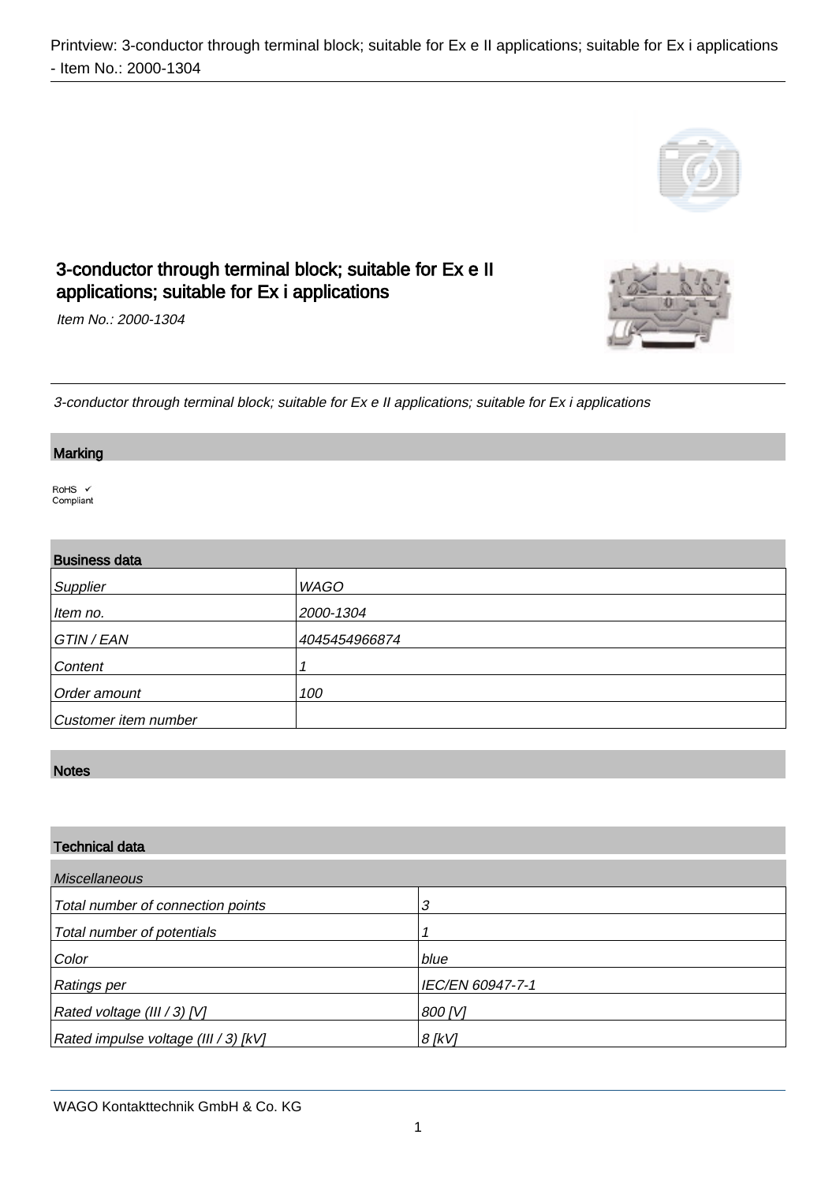# 3-conductor through terminal block; suitable for Ex e II applications; suitable for Ex i applications

*Item No.: 2000-1304*

*3-conductor through terminal block; suitable for Ex e II applications; suitable for Ex i applications*

## Marking

RoHS ✓
Compliant

## Business data

| | |
|---|---|
| *Supplier* | *WAGO* |
| *Item no.* | *2000-1304* |
| *GTIN / EAN* | *4045454966874* |
| *Content* | *1* |
| *Order amount* | *100* |
| *Customer item number* | |

## Notes

## Technical data

| *Miscellaneous* | |
|---|---|
| *Total number of connection points* | *3* |
| *Total number of potentials* | *1* |
| *Color* | *blue* |
| *Ratings per* | *IEC/EN 60947-7-1* |
| *Rated voltage (III / 3) [V]* | *800 [V]* |
| *Rated impulse voltage (III / 3) [kV]* | *8 [kV]* |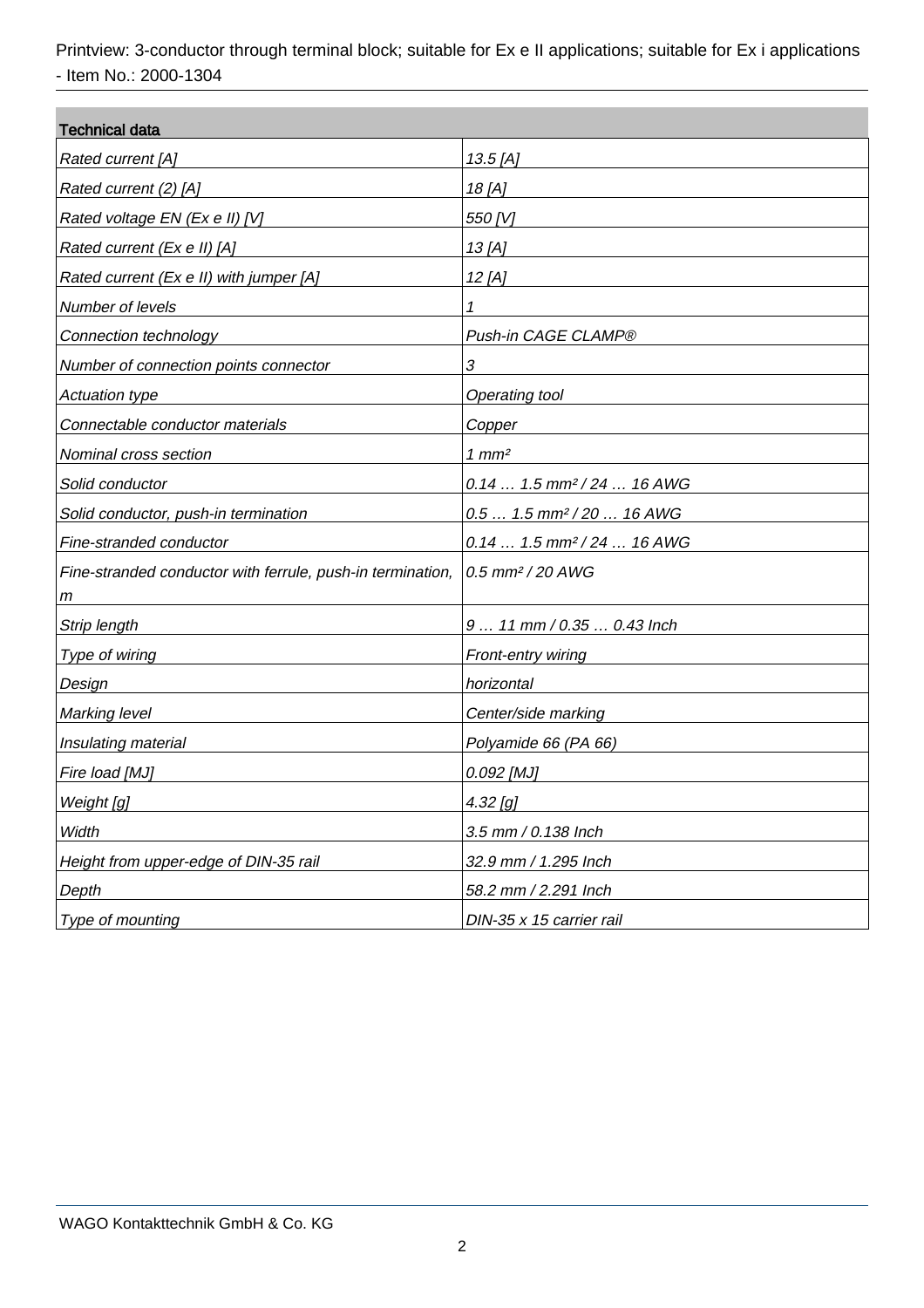Printview: 3-conductor through terminal block; suitable for Ex e II applications; suitable for Ex i applications - Item No.: 2000-1304

| Technical data | |
|---|---|
| *Rated current [A]* | *13.5 [A]* |
| *Rated current (2) [A]* | *18 [A]* |
| *Rated voltage EN (Ex e II) [V]* | *550 [V]* |
| *Rated current (Ex e II) [A]* | *13 [A]* |
| *Rated current (Ex e II) with jumper [A]* | *12 [A]* |
| *Number of levels* | *1* |
| *Connection technology* | *Push-in CAGE CLAMP®* |
| *Number of connection points connector* | *3* |
| *Actuation type* | *Operating tool* |
| *Connectable conductor materials* | *Copper* |
| *Nominal cross section* | *1 mm²* |
| *Solid conductor* | *0.14 … 1.5 mm² / 24 … 16 AWG* |
| *Solid conductor, push-in termination* | *0.5 … 1.5 mm² / 20 … 16 AWG* |
| *Fine-stranded conductor* | *0.14 … 1.5 mm² / 24 … 16 AWG* |
| *Fine-stranded conductor with ferrule, push-in termination, m* | *0.5 mm² / 20 AWG* |
| *Strip length* | *9 … 11 mm / 0.35 … 0.43 Inch* |
| *Type of wiring* | *Front-entry wiring* |
| *Design* | *horizontal* |
| *Marking level* | *Center/side marking* |
| *Insulating material* | *Polyamide 66 (PA 66)* |
| *Fire load [MJ]* | *0.092 [MJ]* |
| *Weight [g]* | *4.32 [g]* |
| *Width* | *3.5 mm / 0.138 Inch* |
| *Height from upper-edge of DIN-35 rail* | *32.9 mm / 1.295 Inch* |
| *Depth* | *58.2 mm / 2.291 Inch* |
| *Type of mounting* | *DIN-35 x 15 carrier rail* |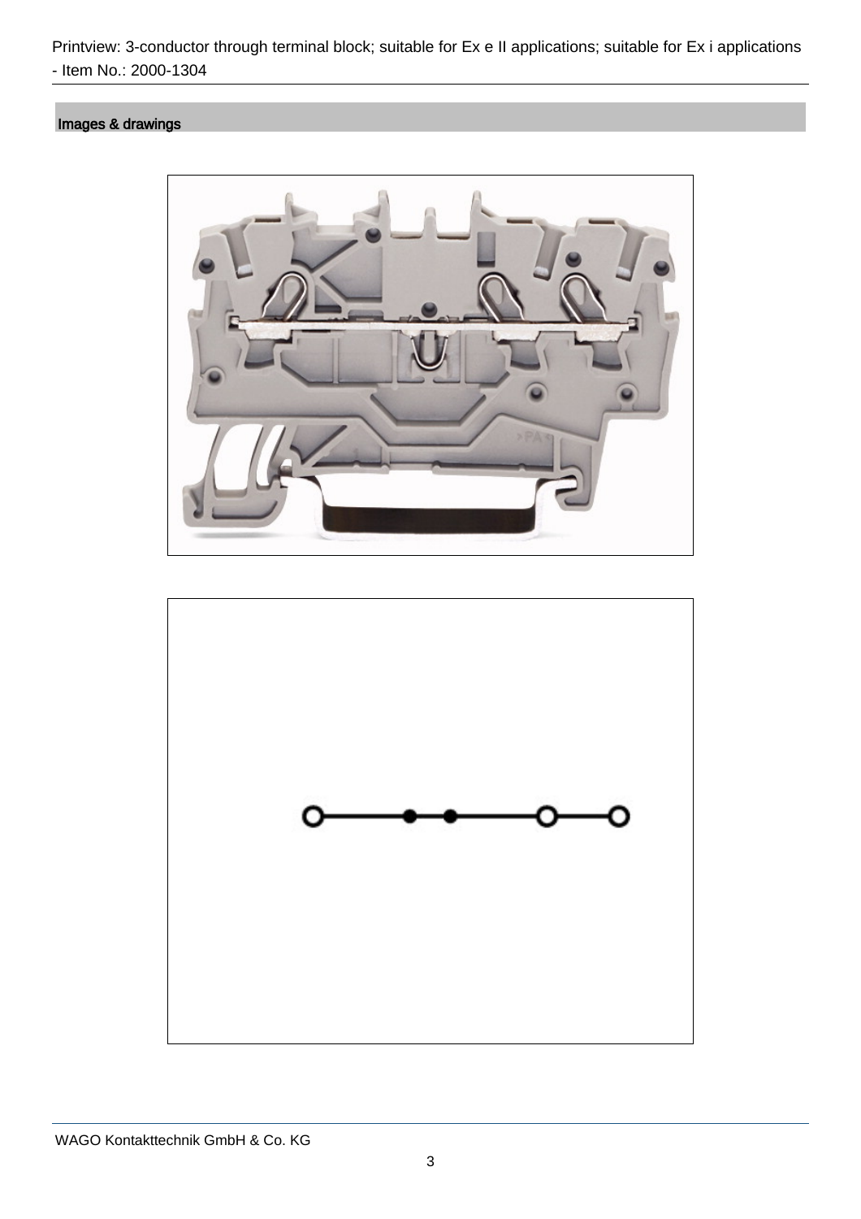## Images & drawings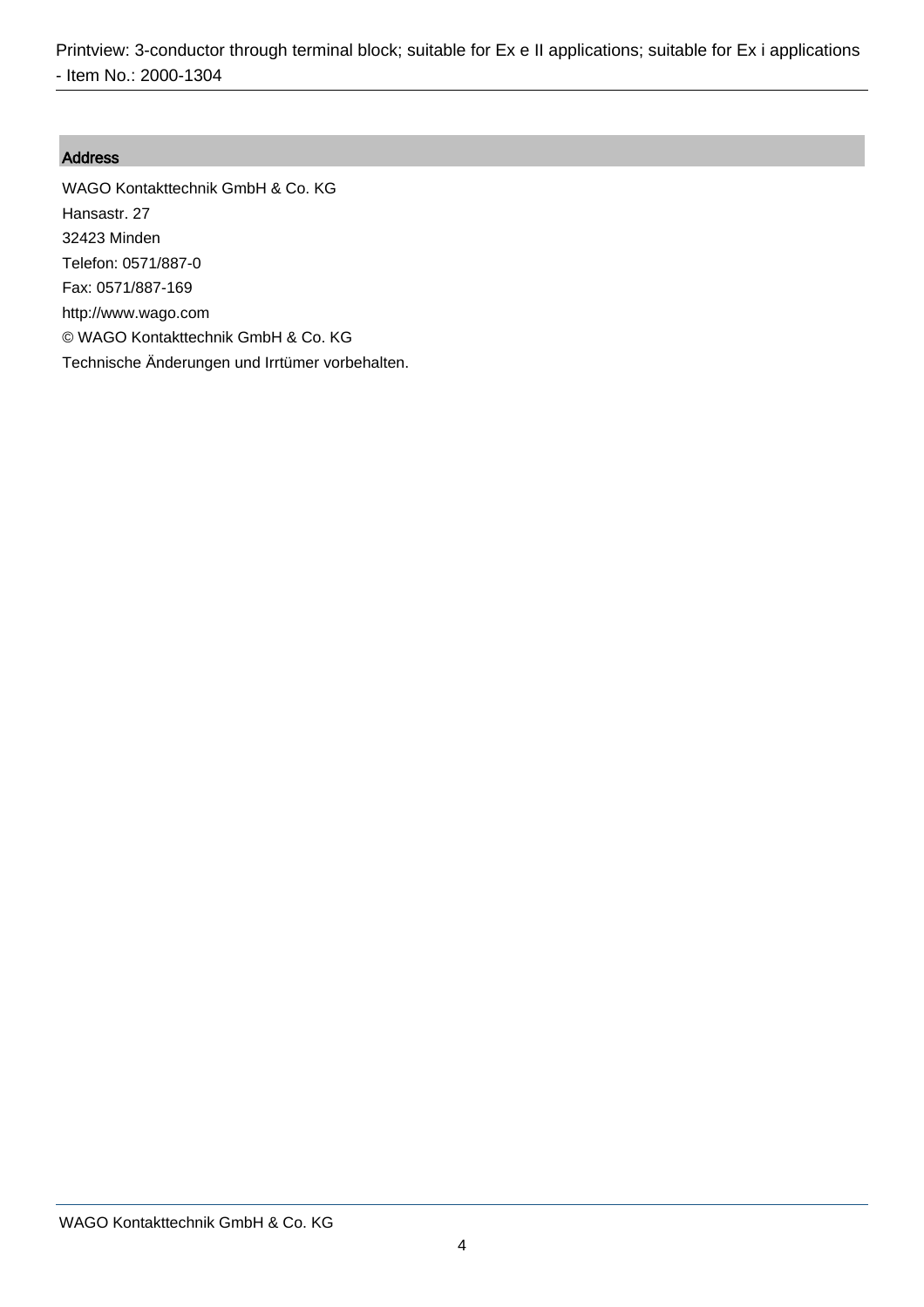## Address

WAGO Kontakttechnik GmbH & Co. KG

Hansastr. 27

32423 Minden

Telefon: 0571/887-0

Fax: 0571/887-169

http://www.wago.com

© WAGO Kontakttechnik GmbH & Co. KG

Technische Änderungen und Irrtümer vorbehalten.